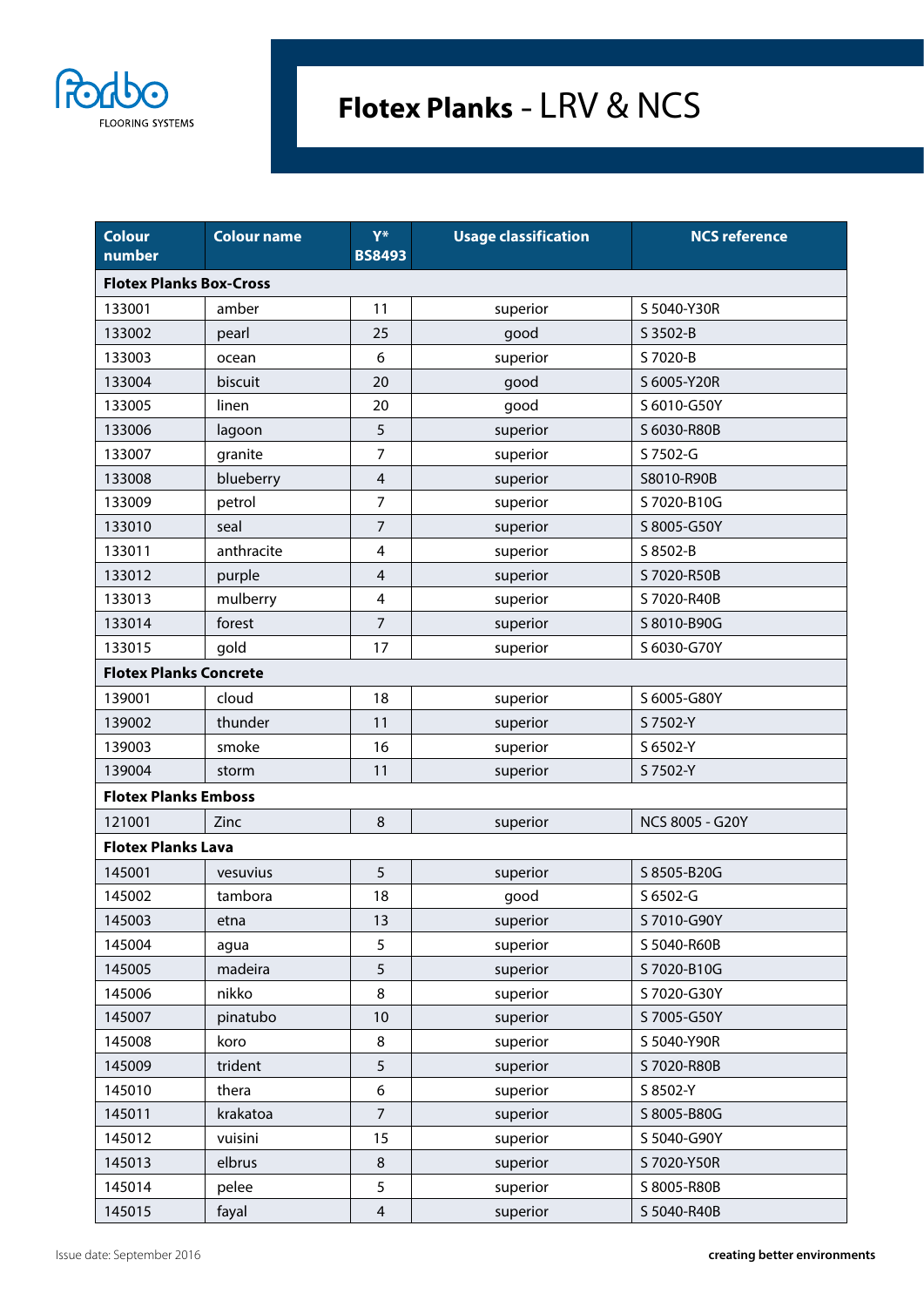forbo FLOORING SYSTEMS

# Flotex Planks - LRV & NCS

| Colour number | Colour name | Y* BS8493 | Usage classification | NCS reference |
|---|---|---|---|---|
| **Flotex Planks Box-Cross** | | | | |
| 133001 | amber | 11 | superior | S 5040-Y30R |
| 133002 | pearl | 25 | good | S 3502-B |
| 133003 | ocean | 6 | superior | S 7020-B |
| 133004 | biscuit | 20 | good | S 6005-Y20R |
| 133005 | linen | 20 | good | S 6010-G50Y |
| 133006 | lagoon | 5 | superior | S 6030-R80B |
| 133007 | granite | 7 | superior | S 7502-G |
| 133008 | blueberry | 4 | superior | S8010-R90B |
| 133009 | petrol | 7 | superior | S 7020-B10G |
| 133010 | seal | 7 | superior | S 8005-G50Y |
| 133011 | anthracite | 4 | superior | S 8502-B |
| 133012 | purple | 4 | superior | S 7020-R50B |
| 133013 | mulberry | 4 | superior | S 7020-R40B |
| 133014 | forest | 7 | superior | S 8010-B90G |
| 133015 | gold | 17 | superior | S 6030-G70Y |
| **Flotex Planks Concrete** | | | | |
| 139001 | cloud | 18 | superior | S 6005-G80Y |
| 139002 | thunder | 11 | superior | S 7502-Y |
| 139003 | smoke | 16 | superior | S 6502-Y |
| 139004 | storm | 11 | superior | S 7502-Y |
| **Flotex Planks Emboss** | | | | |
| 121001 | Zinc | 8 | superior | NCS 8005 - G20Y |
| **Flotex Planks Lava** | | | | |
| 145001 | vesuvius | 5 | superior | S 8505-B20G |
| 145002 | tambora | 18 | good | S 6502-G |
| 145003 | etna | 13 | superior | S 7010-G90Y |
| 145004 | agua | 5 | superior | S 5040-R60B |
| 145005 | madeira | 5 | superior | S 7020-B10G |
| 145006 | nikko | 8 | superior | S 7020-G30Y |
| 145007 | pinatubo | 10 | superior | S 7005-G50Y |
| 145008 | koro | 8 | superior | S 5040-Y90R |
| 145009 | trident | 5 | superior | S 7020-R80B |
| 145010 | thera | 6 | superior | S 8502-Y |
| 145011 | krakatoa | 7 | superior | S 8005-B80G |
| 145012 | vuisini | 15 | superior | S 5040-G90Y |
| 145013 | elbrus | 8 | superior | S 7020-Y50R |
| 145014 | pelee | 5 | superior | S 8005-R80B |
| 145015 | fayal | 4 | superior | S 5040-R40B |

Issue date: September 2016

**creating better environments**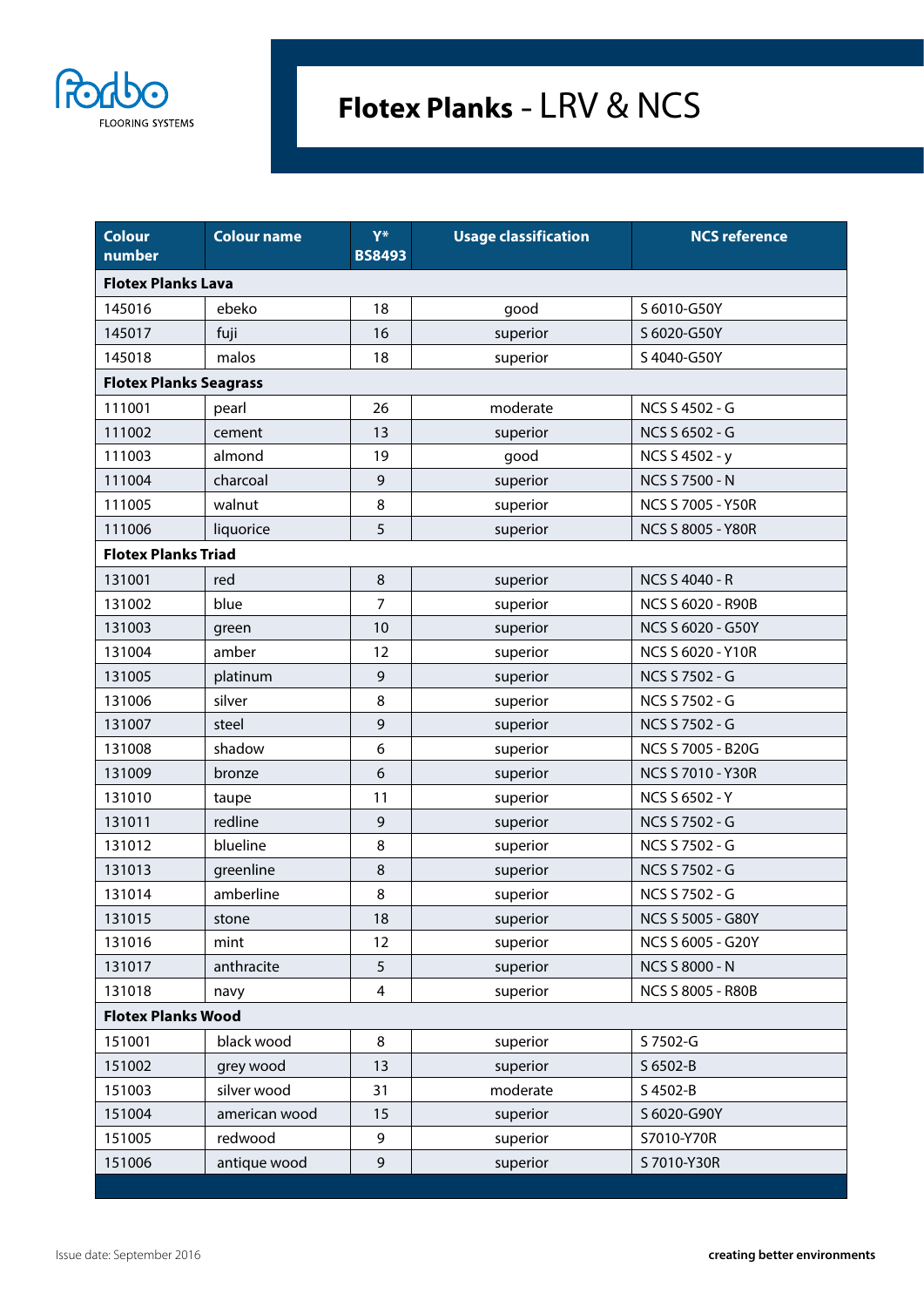# **Flotex Planks** - LRV & NCS

| Colour number | Colour name | Y* BS8493 | Usage classification | NCS reference |
|---|---|---|---|---|
| **Flotex Planks Lava** | | | | |
| 145016 | ebeko | 18 | good | S 6010-G50Y |
| 145017 | fuji | 16 | superior | S 6020-G50Y |
| 145018 | malos | 18 | superior | S 4040-G50Y |
| **Flotex Planks Seagrass** | | | | |
| 111001 | pearl | 26 | moderate | NCS S 4502 - G |
| 111002 | cement | 13 | superior | NCS S 6502 - G |
| 111003 | almond | 19 | good | NCS S 4502 - y |
| 111004 | charcoal | 9 | superior | NCS S 7500 - N |
| 111005 | walnut | 8 | superior | NCS S 7005 - Y50R |
| 111006 | liquorice | 5 | superior | NCS S 8005 - Y80R |
| **Flotex Planks Triad** | | | | |
| 131001 | red | 8 | superior | NCS S 4040 - R |
| 131002 | blue | 7 | superior | NCS S 6020 - R90B |
| 131003 | green | 10 | superior | NCS S 6020 - G50Y |
| 131004 | amber | 12 | superior | NCS S 6020 - Y10R |
| 131005 | platinum | 9 | superior | NCS S 7502 - G |
| 131006 | silver | 8 | superior | NCS S 7502 - G |
| 131007 | steel | 9 | superior | NCS S 7502 - G |
| 131008 | shadow | 6 | superior | NCS S 7005 - B20G |
| 131009 | bronze | 6 | superior | NCS S 7010 - Y30R |
| 131010 | taupe | 11 | superior | NCS S 6502 - Y |
| 131011 | redline | 9 | superior | NCS S 7502 - G |
| 131012 | blueline | 8 | superior | NCS S 7502 - G |
| 131013 | greenline | 8 | superior | NCS S 7502 - G |
| 131014 | amberline | 8 | superior | NCS S 7502 - G |
| 131015 | stone | 18 | superior | NCS S 5005 - G80Y |
| 131016 | mint | 12 | superior | NCS S 6005 - G20Y |
| 131017 | anthracite | 5 | superior | NCS S 8000 - N |
| 131018 | navy | 4 | superior | NCS S 8005 - R80B |
| **Flotex Planks Wood** | | | | |
| 151001 | black wood | 8 | superior | S 7502-G |
| 151002 | grey wood | 13 | superior | S 6502-B |
| 151003 | silver wood | 31 | moderate | S 4502-B |
| 151004 | american wood | 15 | superior | S 6020-G90Y |
| 151005 | redwood | 9 | superior | S7010-Y70R |
| 151006 | antique wood | 9 | superior | S 7010-Y30R |

Issue date: September 2016

**creating better environments**